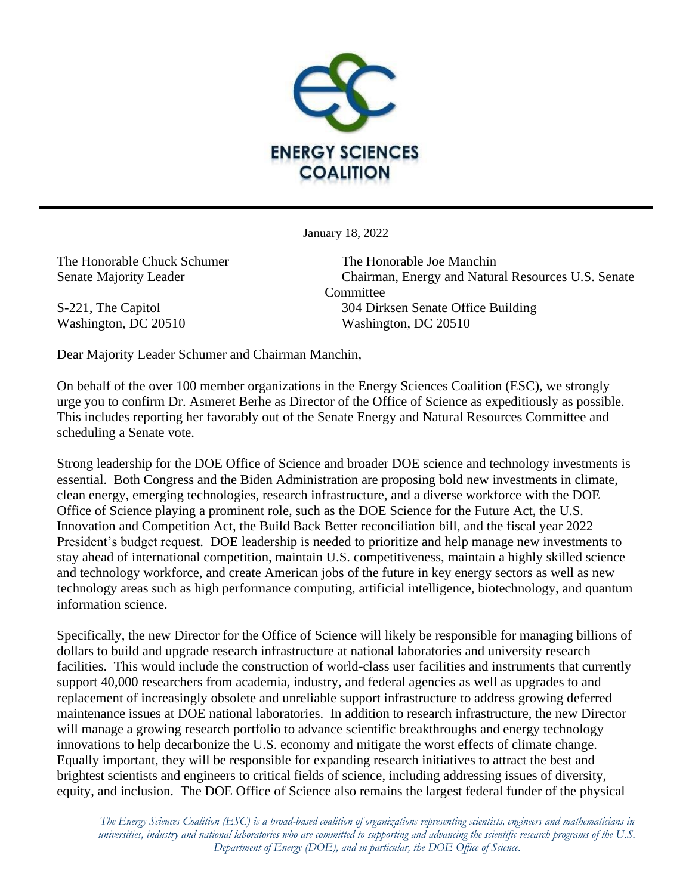**ENERGY SCIENCES COALITION**

January 18, 2022

The Honorable Chuck Schumer
Senate Majority Leader
S-221, The Capitol
Washington, DC 20510

The Honorable Joe Manchin
Chairman, Energy and Natural Resources U.S. Senate Committee
304 Dirksen Senate Office Building
Washington, DC 20510

Dear Majority Leader Schumer and Chairman Manchin,

On behalf of the over 100 member organizations in the Energy Sciences Coalition (ESC), we strongly urge you to confirm Dr. Asmeret Berhe as Director of the Office of Science as expeditiously as possible. This includes reporting her favorably out of the Senate Energy and Natural Resources Committee and scheduling a Senate vote.

Strong leadership for the DOE Office of Science and broader DOE science and technology investments is essential. Both Congress and the Biden Administration are proposing bold new investments in climate, clean energy, emerging technologies, research infrastructure, and a diverse workforce with the DOE Office of Science playing a prominent role, such as the DOE Science for the Future Act, the U.S. Innovation and Competition Act, the Build Back Better reconciliation bill, and the fiscal year 2022 President's budget request. DOE leadership is needed to prioritize and help manage new investments to stay ahead of international competition, maintain U.S. competitiveness, maintain a highly skilled science and technology workforce, and create American jobs of the future in key energy sectors as well as new technology areas such as high performance computing, artificial intelligence, biotechnology, and quantum information science.

Specifically, the new Director for the Office of Science will likely be responsible for managing billions of dollars to build and upgrade research infrastructure at national laboratories and university research facilities. This would include the construction of world-class user facilities and instruments that currently support 40,000 researchers from academia, industry, and federal agencies as well as upgrades to and replacement of increasingly obsolete and unreliable support infrastructure to address growing deferred maintenance issues at DOE national laboratories. In addition to research infrastructure, the new Director will manage a growing research portfolio to advance scientific breakthroughs and energy technology innovations to help decarbonize the U.S. economy and mitigate the worst effects of climate change. Equally important, they will be responsible for expanding research initiatives to attract the best and brightest scientists and engineers to critical fields of science, including addressing issues of diversity, equity, and inclusion. The DOE Office of Science also remains the largest federal funder of the physical

*The Energy Sciences Coalition (ESC) is a broad-based coalition of organizations representing scientists, engineers and mathematicians in universities, industry and national laboratories who are committed to supporting and advancing the scientific research programs of the U.S. Department of Energy (DOE), and in particular, the DOE Office of Science.*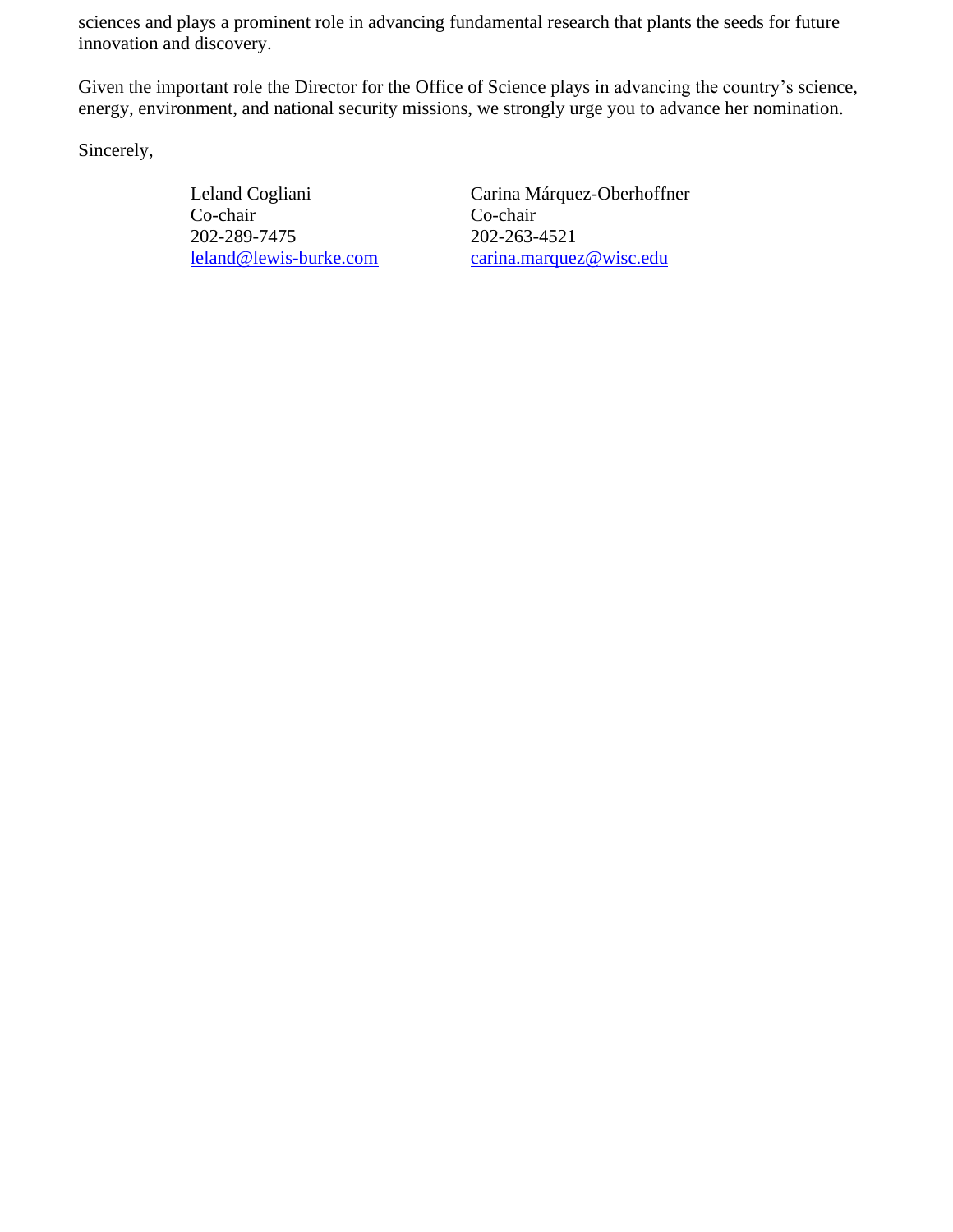sciences and plays a prominent role in advancing fundamental research that plants the seeds for future innovation and discovery.

Given the important role the Director for the Office of Science plays in advancing the country's science, energy, environment, and national security missions, we strongly urge you to advance her nomination.

Sincerely,

Leland Cogliani
Co-chair
202-289-7475
leland@lewis-burke.com

Carina Márquez-Oberhoffner
Co-chair
202-263-4521
carina.marquez@wisc.edu